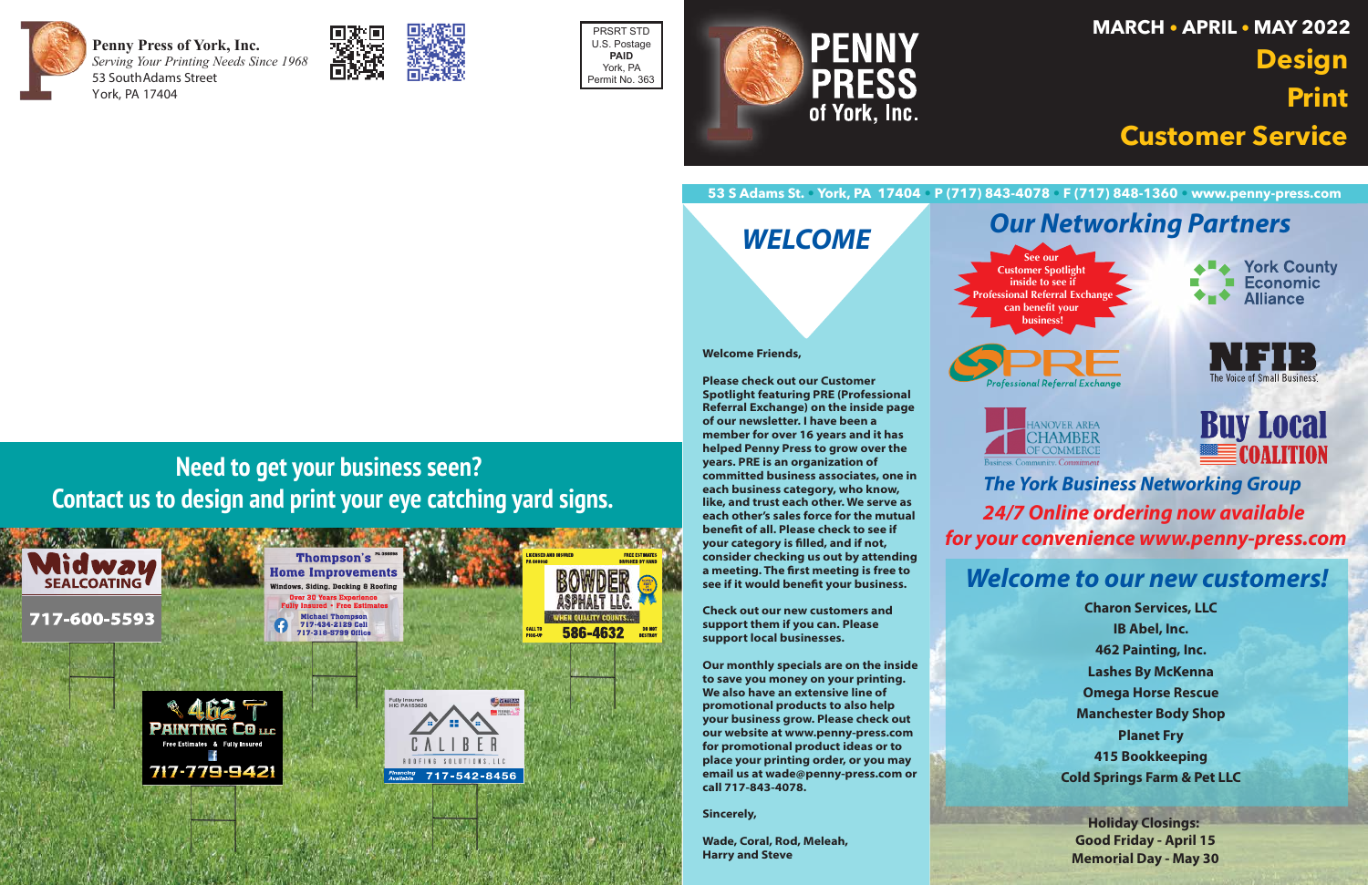**Penny Press of York, Inc.**
*Serving Your Printing Needs Since 1968*
53 South Adams Street
York, PA 17404

PRSRT STD
U.S. Postage
PAID
York, PA
Permit No. 363

## Need to get your business seen?
## Contact us to design and print your eye catching yard signs.

Midway Sealcoating 717-600-5593

Thompson's Home Improvements — Windows, Siding, Decking & Roofing — Over 30 Years Experience — Fully Insured • Free Estimates — Michael Thompson 717-434-2129 Cell 717-318-8799 Office

Bowder Asphalt LLC. — Licensed and Insured — Free Estimates — When Quality Counts... — 586-4632

462 Painting Co LLC — Free Estimates & Fully Insured — 717-779-9421

Caliber Roofing Solutions, LLC — Fully Insured — Financing Available — 717-542-8456

# PENNY PRESS of York, Inc.

**MARCH • APRIL • MAY 2022**

**Design**
**Print**
**Customer Service**

**53 S Adams St. • York, PA 17404 • P (717) 843-4078 • F (717) 848-1360 • www.penny-press.com**

## *WELCOME*

**Welcome Friends,**

**Please check out our Customer Spotlight featuring PRE (Professional Referral Exchange) on the inside page of our newsletter. I have been a member for over 16 years and it has helped Penny Press to grow over the years. PRE is an organization of committed business associates, one in each business category, who know, like, and trust each other. We serve as each other's sales force for the mutual benefit of all. Please check to see if your category is filled, and if not, consider checking us out by attending a meeting. The first meeting is free to see if it would benefit your business.**

**Check out our new customers and support them if you can. Please support local businesses.**

**Our monthly specials are on the inside to save you money on your printing. We also have an extensive line of promotional products to also help your business grow. Please check out our website at www.penny-press.com for promotional product ideas or to place your printing order, or you may email us at wade@penny-press.com or call 717-843-4078.**

**Sincerely,**

**Wade, Coral, Rod, Meleah, Harry and Steve**

## *Our Networking Partners*

See our Customer Spotlight inside to see if Professional Referral Exchange can benefit your business!

York County Economic Alliance

PRE Professional Referral Exchange

NFIB The Voice of Small Business.

Hanover Area Chamber of Commerce — Business. Community. Commitment

Buy Local Coalition

***The York Business Networking Group***

***24/7 Online ordering now available for your convenience www.penny-press.com***

## *Welcome to our new customers!*

**Charon Services, LLC**
**IB Abel, Inc.**
**462 Painting, Inc.**
**Lashes By McKenna**
**Omega Horse Rescue**
**Manchester Body Shop**
**Planet Fry**
**415 Bookkeeping**
**Cold Springs Farm & Pet LLC**

**Holiday Closings:**
**Good Friday - April 15**
**Memorial Day - May 30**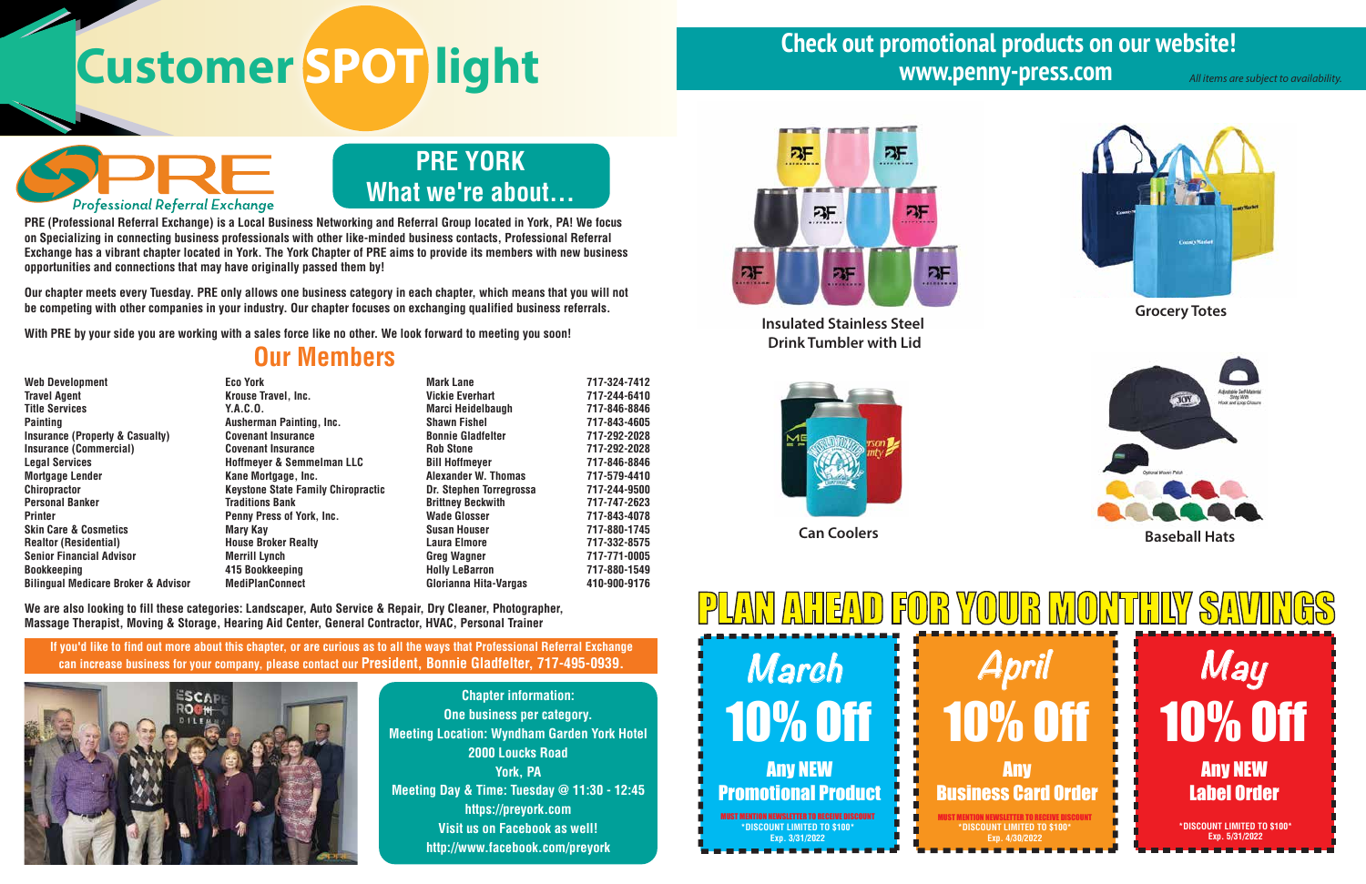# Customer SPOTlight

## PRE YORK
## What we're about…

Professional Referral Exchange

**PRE (Professional Referral Exchange) is a Local Business Networking and Referral Group located in York, PA! We focus on Specializing in connecting business professionals with other like-minded business contacts, Professional Referral Exchange has a vibrant chapter located in York. The York Chapter of PRE aims to provide its members with new business opportunities and connections that may have originally passed them by!**

**Our chapter meets every Tuesday. PRE only allows one business category in each chapter, which means that you will not be competing with other companies in your industry. Our chapter focuses on exchanging qualified business referrals.**

**With PRE by your side you are working with a sales force like no other. We look forward to meeting you soon!**

## Our Members

| | | | |
|---|---|---|---|
| Web Development | Eco York | Mark Lane | 717-324-7412 |
| Travel Agent | Krouse Travel, Inc. | Vickie Everhart | 717-244-6410 |
| Title Services | Y.A.C.O. | Marci Heidelbaugh | 717-846-8846 |
| Painting | Ausherman Painting, Inc. | Shawn Fishel | 717-843-4605 |
| Insurance (Property & Casualty) | Covenant Insurance | Bonnie Gladfelter | 717-292-2028 |
| Insurance (Commercial) | Covenant Insurance | Rob Stone | 717-292-2028 |
| Legal Services | Hoffmeyer & Semmelman LLC | Bill Hoffmeyer | 717-846-8846 |
| Mortgage Lender | Kane Mortgage, Inc. | Alexander W. Thomas | 717-579-4410 |
| Chiropractor | Keystone State Family Chiropractic | Dr. Stephen Torregrossa | 717-244-9500 |
| Personal Banker | Traditions Bank | Brittney Beckwith | 717-747-2623 |
| Printer | Penny Press of York, Inc. | Wade Glosser | 717-843-4078 |
| Skin Care & Cosmetics | Mary Kay | Susan Houser | 717-880-1745 |
| Realtor (Residential) | House Broker Realty | Laura Elmore | 717-332-8575 |
| Senior Financial Advisor | Merrill Lynch | Greg Wagner | 717-771-0005 |
| Bookkeeping | 415 Bookkeeping | Holly LeBarron | 717-880-1549 |
| Bilingual Medicare Broker & Advisor | MediPlanConnect | Glorianna Hita-Vargas | 410-900-9176 |

**We are also looking to fill these categories: Landscaper, Auto Service & Repair, Dry Cleaner, Photographer, Massage Therapist, Moving & Storage, Hearing Aid Center, General Contractor, HVAC, Personal Trainer**

**If you'd like to find out more about this chapter, or are curious as to all the ways that Professional Referral Exchange can increase business for your company, please contact our President, Bonnie Gladfelter, 717-495-0939.**

**Chapter information:**
**One business per category.**
**Meeting Location: Wyndham Garden York Hotel**
**2000 Loucks Road**
**York, PA**
**Meeting Day & Time: Tuesday @ 11:30 - 12:45**
**https://preyork.com**
**Visit us on Facebook as well!**
**http://www.facebook.com/preyork**

## Check out promotional products on our website!
## www.penny-press.com

*All items are subject to availability.*

Insulated Stainless Steel Drink Tumbler with Lid

Grocery Totes

Can Coolers

Baseball Hats

## PLAN AHEAD FOR YOUR MONTHLY SAVINGS

**March**
**10% Off**
**Any NEW Promotional Product**
MUST MENTION NEWSLETTER TO RECEIVE DISCOUNT
*DISCOUNT LIMITED TO $100*
Exp. 3/31/2022

**April**
**10% Off**
**Any Business Card Order**
MUST MENTION NEWSLETTER TO RECEIVE DISCOUNT
*DISCOUNT LIMITED TO $100*
Exp. 4/30/2022

**May**
**10% Off**
**Any NEW Label Order**
*DISCOUNT LIMITED TO $100*
Exp. 5/31/2022